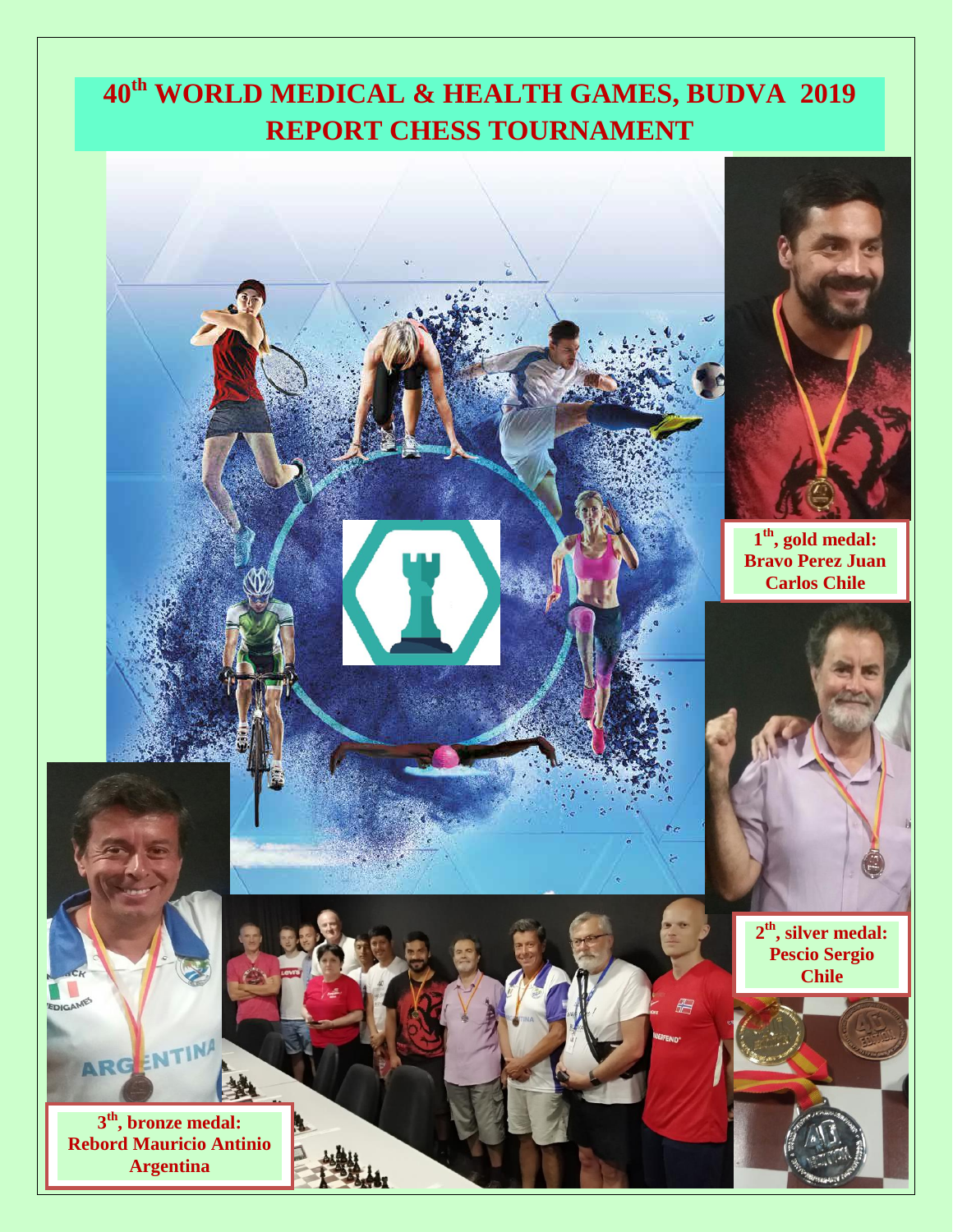# 40th WORLD MEDICAL & HEALTH GAMES, BUDVA 2019
# REPORT CHESS TOURNAMENT

**1th, gold medal: Bravo Perez Juan Carlos Chile**

**2th, silver medal: Pescio Sergio Chile**

**3th, bronze medal: Rebord Mauricio Antinio Argentina**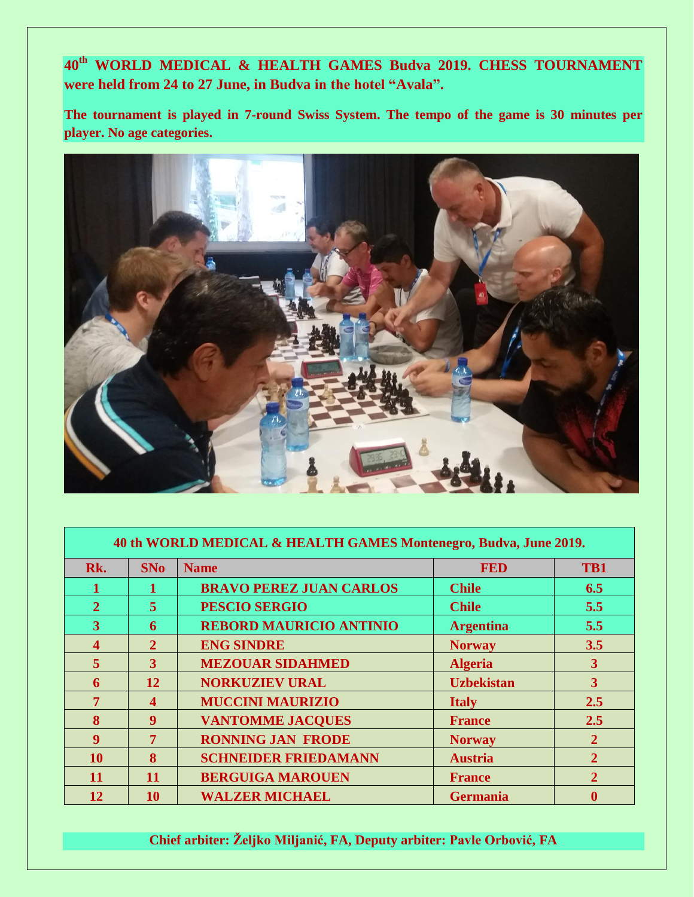**40th WORLD MEDICAL & HEALTH GAMES Budva 2019. CHESS TOURNAMENT were held from 24 to 27 June, in Budva in the hotel "Avala".**

**The tournament is played in 7-round Swiss System. The tempo of the game is 30 minutes per player. No age categories.**

**40 th WORLD MEDICAL & HEALTH GAMES Montenegro, Budva, June 2019.**

| Rk. | SNo | Name | FED | TB1 |
|---|---|---|---|---|
| 1 | 1 | BRAVO PEREZ JUAN CARLOS | Chile | 6.5 |
| 2 | 5 | PESCIO SERGIO | Chile | 5.5 |
| 3 | 6 | REBORD MAURICIO ANTINIO | Argentina | 5.5 |
| 4 | 2 | ENG SINDRE | Norway | 3.5 |
| 5 | 3 | MEZOUAR SIDAHMED | Algeria | 3 |
| 6 | 12 | NORKUZIEV URAL | Uzbekistan | 3 |
| 7 | 4 | MUCCINI MAURIZIO | Italy | 2.5 |
| 8 | 9 | VANTOMME JACQUES | France | 2.5 |
| 9 | 7 | RONNING JAN FRODE | Norway | 2 |
| 10 | 8 | SCHNEIDER FRIEDAMANN | Austria | 2 |
| 11 | 11 | BERGUIGA MAROUEN | France | 2 |
| 12 | 10 | WALZER MICHAEL | Germania | 0 |

**Chief arbiter: Željko Miljanić, FA, Deputy arbiter: Pavle Orbović, FA**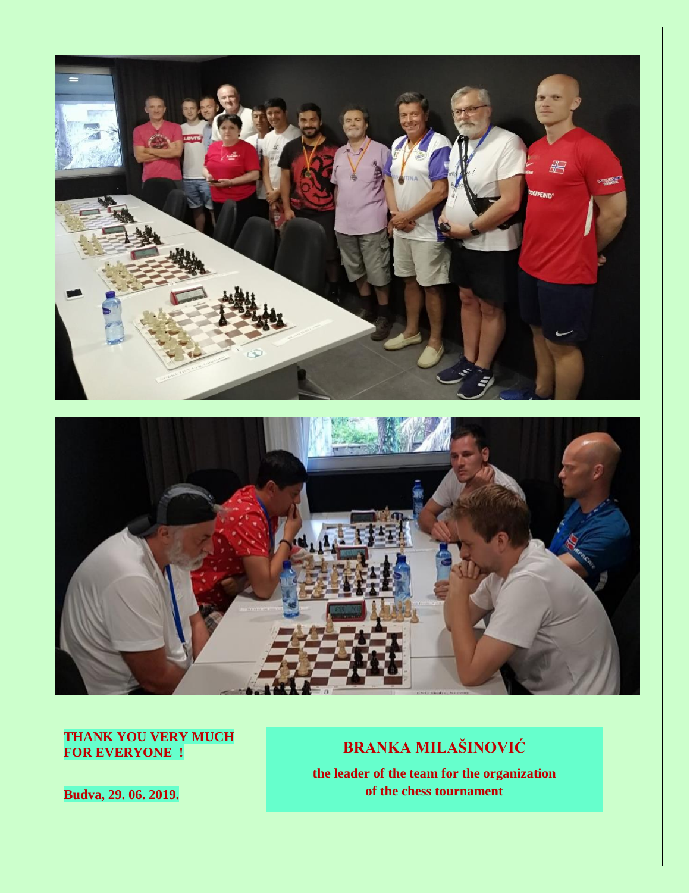**THANK YOU VERY MUCH FOR EVERYONE !**

**Budva, 29. 06. 2019.**

## BRANKA MILAŠINOVIĆ

**the leader of the team for the organization of the chess tournament**